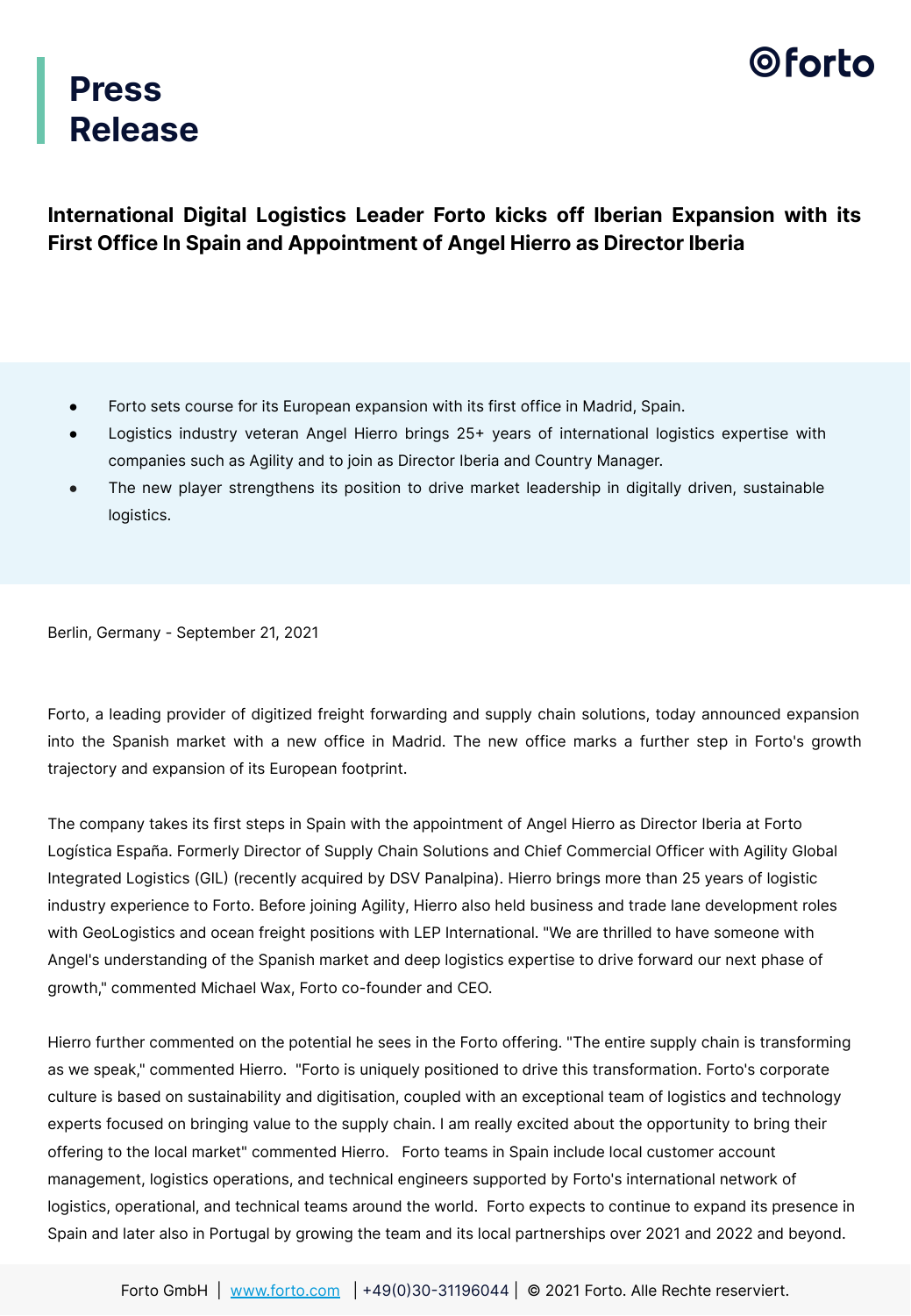# Press Release

## International Digital Logistics Leader Forto kicks off Iberian Expansion with its First Office In Spain and Appointment of Angel Hierro as Director Iberia

- Forto sets course for its European expansion with its first office in Madrid, Spain.
- Logistics industry veteran Angel Hierro brings 25+ years of international logistics expertise with companies such as Agility and to join as Director Iberia and Country Manager.
- The new player strengthens its position to drive market leadership in digitally driven, sustainable logistics.

Berlin, Germany - September 21, 2021

Forto, a leading provider of digitized freight forwarding and supply chain solutions, today announced expansion into the Spanish market with a new office in Madrid. The new office marks a further step in Forto's growth trajectory and expansion of its European footprint.

The company takes its first steps in Spain with the appointment of Angel Hierro as Director Iberia at Forto Logística España. Formerly Director of Supply Chain Solutions and Chief Commercial Officer with Agility Global Integrated Logistics (GIL) (recently acquired by DSV Panalpina). Hierro brings more than 25 years of logistic industry experience to Forto. Before joining Agility, Hierro also held business and trade lane development roles with GeoLogistics and ocean freight positions with LEP International. "We are thrilled to have someone with Angel's understanding of the Spanish market and deep logistics expertise to drive forward our next phase of growth," commented Michael Wax, Forto co-founder and CEO.

Hierro further commented on the potential he sees in the Forto offering. "The entire supply chain is transforming as we speak," commented Hierro. "Forto is uniquely positioned to drive this transformation. Forto's corporate culture is based on sustainability and digitisation, coupled with an exceptional team of logistics and technology experts focused on bringing value to the supply chain. I am really excited about the opportunity to bring their offering to the local market" commented Hierro. Forto teams in Spain include local customer account management, logistics operations, and technical engineers supported by Forto's international network of logistics, operational, and technical teams around the world. Forto expects to continue to expand its presence in Spain and later also in Portugal by growing the team and its local partnerships over 2021 and 2022 and beyond.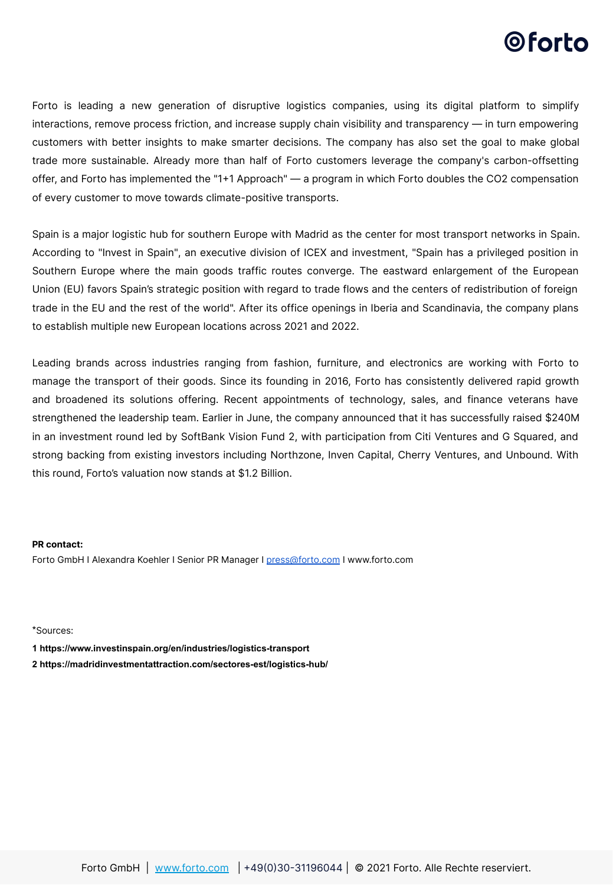Forto is leading a new generation of disruptive logistics companies, using its digital platform to simplify interactions, remove process friction, and increase supply chain visibility and transparency — in turn empowering customers with better insights to make smarter decisions. The company has also set the goal to make global trade more sustainable. Already more than half of Forto customers leverage the company's carbon-offsetting offer, and Forto has implemented the "1+1 Approach" — a program in which Forto doubles the $CO_2$ compensation of every customer to move towards climate-positive transports.

Spain is a major logistic hub for southern Europe with Madrid as the center for most transport networks in Spain. According to "Invest in Spain", an executive division of ICEX and investment, "Spain has a privileged position in Southern Europe where the main goods traffic routes converge. The eastward enlargement of the European Union (EU) favors Spain's strategic position with regard to trade flows and the centers of redistribution of foreign trade in the EU and the rest of the world". After its office openings in Iberia and Scandinavia, the company plans to establish multiple new European locations across 2021 and 2022.

Leading brands across industries ranging from fashion, furniture, and electronics are working with Forto to manage the transport of their goods. Since its founding in 2016, Forto has consistently delivered rapid growth and broadened its solutions offering. Recent appointments of technology, sales, and finance veterans have strengthened the leadership team. Earlier in June, the company announced that it has successfully raised $240M in an investment round led by SoftBank Vision Fund 2, with participation from Citi Ventures and G Squared, and strong backing from existing investors including Northzone, Inven Capital, Cherry Ventures, and Unbound. With this round, Forto's valuation now stands at $1.2 Billion.

**PR contact:**
Forto GmbH I Alexandra Koehler I Senior PR Manager I press@forto.com I www.forto.com

*Sources:

**1 https://www.investinspain.org/en/industries/logistics-transport**

**2 https://madridinvestmentattraction.com/sectores-est/logistics-hub/**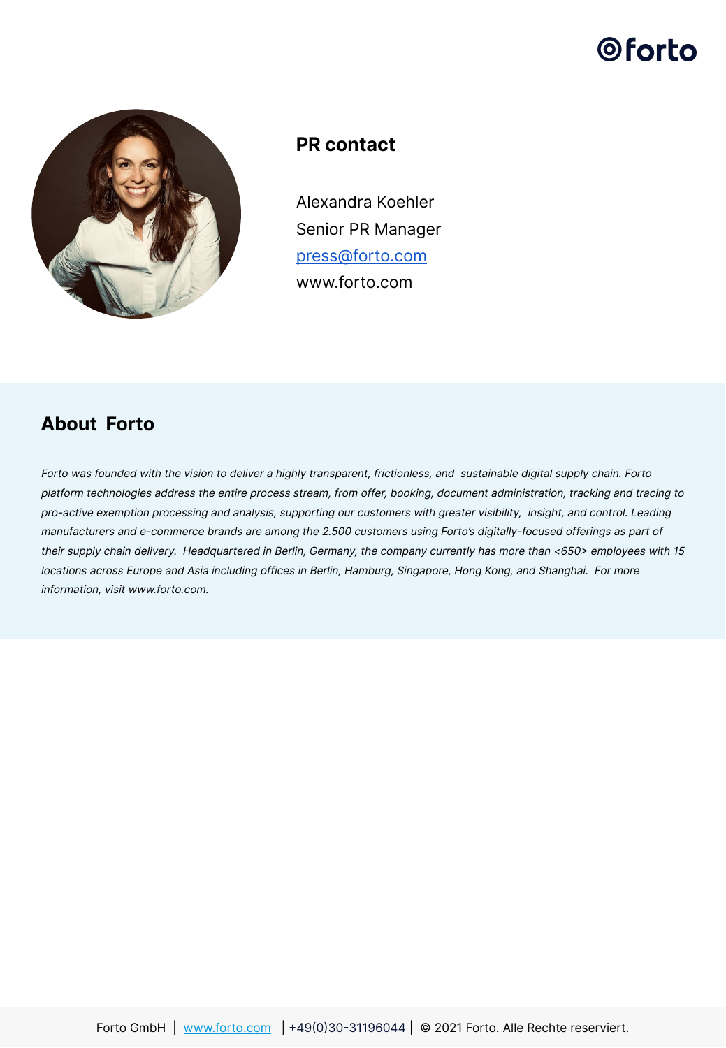## PR contact

Alexandra Koehler
Senior PR Manager
press@forto.com
www.forto.com

## About Forto

*Forto was founded with the vision to deliver a highly transparent, frictionless, and sustainable digital supply chain. Forto platform technologies address the entire process stream, from offer, booking, document administration, tracking and tracing to pro-active exemption processing and analysis, supporting our customers with greater visibility, insight, and control. Leading manufacturers and e-commerce brands are among the 2.500 customers using Forto's digitally-focused offerings as part of their supply chain delivery. Headquartered in Berlin, Germany, the company currently has more than <650> employees with 15 locations across Europe and Asia including offices in Berlin, Hamburg, Singapore, Hong Kong, and Shanghai. For more information, visit www.forto.com.*

Forto GmbH | www.forto.com | +49(0)30-31196044 | © 2021 Forto. Alle Rechte reserviert.